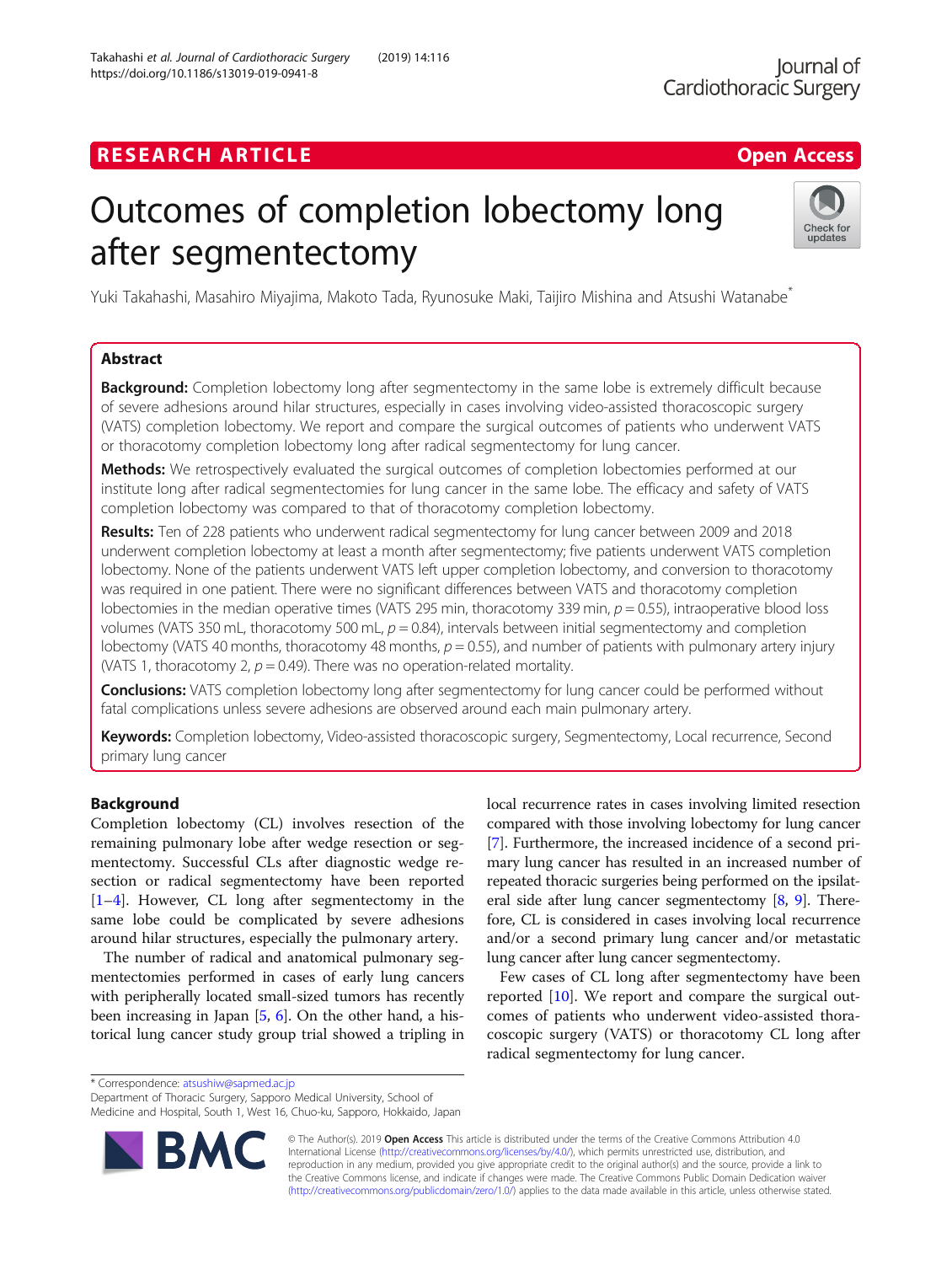RESEARCH ARTICLE

Open Access

# Outcomes of completion lobectomy long after segmentectomy

Yuki Takahashi, Masahiro Miyajima, Makoto Tada, Ryunosuke Maki, Taijiro Mishina and Atsushi Watanabe*

## Abstract

**Background:** Completion lobectomy long after segmentectomy in the same lobe is extremely difficult because of severe adhesions around hilar structures, especially in cases involving video-assisted thoracoscopic surgery (VATS) completion lobectomy. We report and compare the surgical outcomes of patients who underwent VATS or thoracotomy completion lobectomy long after radical segmentectomy for lung cancer.

**Methods:** We retrospectively evaluated the surgical outcomes of completion lobectomies performed at our institute long after radical segmentectomies for lung cancer in the same lobe. The efficacy and safety of VATS completion lobectomy was compared to that of thoracotomy completion lobectomy.

**Results:** Ten of 228 patients who underwent radical segmentectomy for lung cancer between 2009 and 2018 underwent completion lobectomy at least a month after segmentectomy; five patients underwent VATS completion lobectomy. None of the patients underwent VATS left upper completion lobectomy, and conversion to thoracotomy was required in one patient. There were no significant differences between VATS and thoracotomy completion lobectomies in the median operative times (VATS 295 min, thoracotomy 339 min, $p = 0.55$), intraoperative blood loss volumes (VATS 350 mL, thoracotomy 500 mL, $p = 0.84$), intervals between initial segmentectomy and completion lobectomy (VATS 40 months, thoracotomy 48 months, $p = 0.55$), and number of patients with pulmonary artery injury (VATS 1, thoracotomy 2, $p = 0.49$). There was no operation-related mortality.

**Conclusions:** VATS completion lobectomy long after segmentectomy for lung cancer could be performed without fatal complications unless severe adhesions are observed around each main pulmonary artery.

**Keywords:** Completion lobectomy, Video-assisted thoracoscopic surgery, Segmentectomy, Local recurrence, Second primary lung cancer

## Background

Completion lobectomy (CL) involves resection of the remaining pulmonary lobe after wedge resection or segmentectomy. Successful CLs after diagnostic wedge resection or radical segmentectomy have been reported [1–4]. However, CL long after segmentectomy in the same lobe could be complicated by severe adhesions around hilar structures, especially the pulmonary artery.

The number of radical and anatomical pulmonary segmentectomies performed in cases of early lung cancers with peripherally located small-sized tumors has recently been increasing in Japan [5, 6]. On the other hand, a historical lung cancer study group trial showed a tripling in local recurrence rates in cases involving limited resection compared with those involving lobectomy for lung cancer [7]. Furthermore, the increased incidence of a second primary lung cancer has resulted in an increased number of repeated thoracic surgeries being performed on the ipsilateral side after lung cancer segmentectomy [8, 9]. Therefore, CL is considered in cases involving local recurrence and/or a second primary lung cancer and/or metastatic lung cancer after lung cancer segmentectomy.

Few cases of CL long after segmentectomy have been reported [10]. We report and compare the surgical outcomes of patients who underwent video-assisted thoracoscopic surgery (VATS) or thoracotomy CL long after radical segmentectomy for lung cancer.

\* Correspondence: atsushiw@sapmed.ac.jp
Department of Thoracic Surgery, Sapporo Medical University, School of Medicine and Hospital, South 1, West 16, Chuo-ku, Sapporo, Hokkaido, Japan

© The Author(s). 2019 **Open Access** This article is distributed under the terms of the Creative Commons Attribution 4.0 International License (http://creativecommons.org/licenses/by/4.0/), which permits unrestricted use, distribution, and reproduction in any medium, provided you give appropriate credit to the original author(s) and the source, provide a link to the Creative Commons license, and indicate if changes were made. The Creative Commons Public Domain Dedication waiver (http://creativecommons.org/publicdomain/zero/1.0/) applies to the data made available in this article, unless otherwise stated.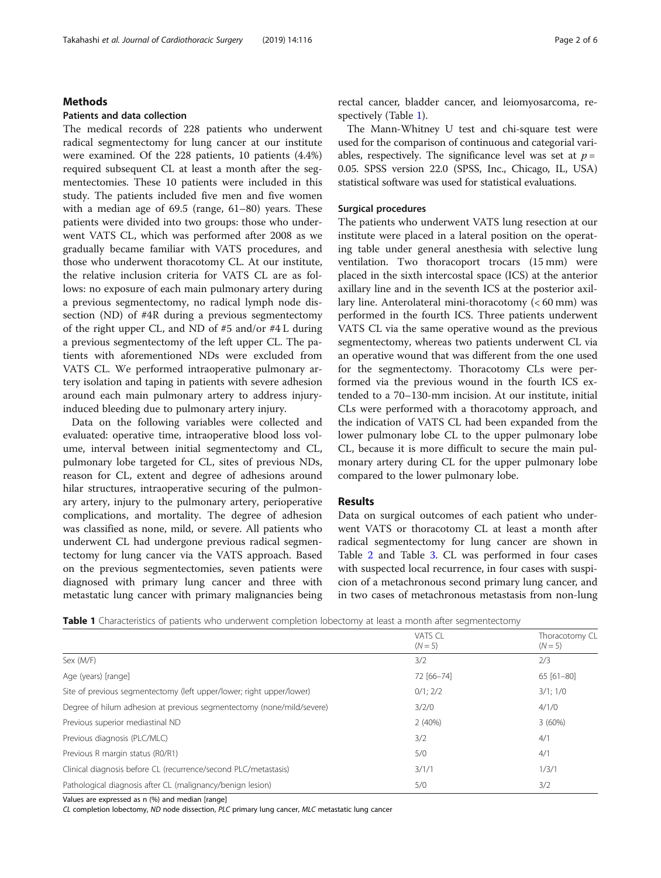## Methods

### Patients and data collection

The medical records of 228 patients who underwent radical segmentectomy for lung cancer at our institute were examined. Of the 228 patients, 10 patients (4.4%) required subsequent CL at least a month after the segmentectomies. These 10 patients were included in this study. The patients included five men and five women with a median age of 69.5 (range, 61–80) years. These patients were divided into two groups: those who underwent VATS CL, which was performed after 2008 as we gradually became familiar with VATS procedures, and those who underwent thoracotomy CL. At our institute, the relative inclusion criteria for VATS CL are as follows: no exposure of each main pulmonary artery during a previous segmentectomy, no radical lymph node dissection (ND) of #4R during a previous segmentectomy of the right upper CL, and ND of #5 and/or #4 L during a previous segmentectomy of the left upper CL. The patients with aforementioned NDs were excluded from VATS CL. We performed intraoperative pulmonary artery isolation and taping in patients with severe adhesion around each main pulmonary artery to address injury-induced bleeding due to pulmonary artery injury.

Data on the following variables were collected and evaluated: operative time, intraoperative blood loss volume, interval between initial segmentectomy and CL, pulmonary lobe targeted for CL, sites of previous NDs, reason for CL, extent and degree of adhesions around hilar structures, intraoperative securing of the pulmonary artery, injury to the pulmonary artery, perioperative complications, and mortality. The degree of adhesion was classified as none, mild, or severe. All patients who underwent CL had undergone previous radical segmentectomy for lung cancer via the VATS approach. Based on the previous segmentectomies, seven patients were diagnosed with primary lung cancer and three with metastatic lung cancer with primary malignancies being rectal cancer, bladder cancer, and leiomyosarcoma, respectively (Table 1).

The Mann-Whitney U test and chi-square test were used for the comparison of continuous and categorial variables, respectively. The significance level was set at $p = 0.05$. SPSS version 22.0 (SPSS, Inc., Chicago, IL, USA) statistical software was used for statistical evaluations.

### Surgical procedures

The patients who underwent VATS lung resection at our institute were placed in a lateral position on the operating table under general anesthesia with selective lung ventilation. Two thoracoport trocars (15 mm) were placed in the sixth intercostal space (ICS) at the anterior axillary line and in the seventh ICS at the posterior axillary line. Anterolateral mini-thoracotomy (< 60 mm) was performed in the fourth ICS. Three patients underwent VATS CL via the same operative wound as the previous segmentectomy, whereas two patients underwent CL via an operative wound that was different from the one used for the segmentectomy. Thoracotomy CLs were performed via the previous wound in the fourth ICS extended to a 70–130-mm incision. At our institute, initial CLs were performed with a thoracotomy approach, and the indication of VATS CL had been expanded from the lower pulmonary lobe CL to the upper pulmonary lobe CL, because it is more difficult to secure the main pulmonary artery during CL for the upper pulmonary lobe compared to the lower pulmonary lobe.

## Results

Data on surgical outcomes of each patient who underwent VATS or thoracotomy CL at least a month after radical segmentectomy for lung cancer are shown in Table 2 and Table 3. CL was performed in four cases with suspected local recurrence, in four cases with suspicion of a metachronous second primary lung cancer, and in two cases of metachronous metastasis from non-lung

**Table 1** Characteristics of patients who underwent completion lobectomy at least a month after segmentectomy

| | VATS CL (N = 5) | Thoracotomy CL (N = 5) |
|---|---|---|
| Sex (M/F) | 3/2 | 2/3 |
| Age (years) [range] | 72 [66–74] | 65 [61–80] |
| Site of previous segmentectomy (left upper/lower; right upper/lower) | 0/1; 2/2 | 3/1; 1/0 |
| Degree of hilum adhesion at previous segmentectomy (none/mild/severe) | 3/2/0 | 4/1/0 |
| Previous superior mediastinal ND | 2 (40%) | 3 (60%) |
| Previous diagnosis (PLC/MLC) | 3/2 | 4/1 |
| Previous R margin status (R0/R1) | 5/0 | 4/1 |
| Clinical diagnosis before CL (recurrence/second PLC/metastasis) | 3/1/1 | 1/3/1 |
| Pathological diagnosis after CL (malignancy/benign lesion) | 5/0 | 3/2 |

Values are expressed as n (%) and median [range]

*CL* completion lobectomy, *ND* node dissection, *PLC* primary lung cancer, *MLC* metastatic lung cancer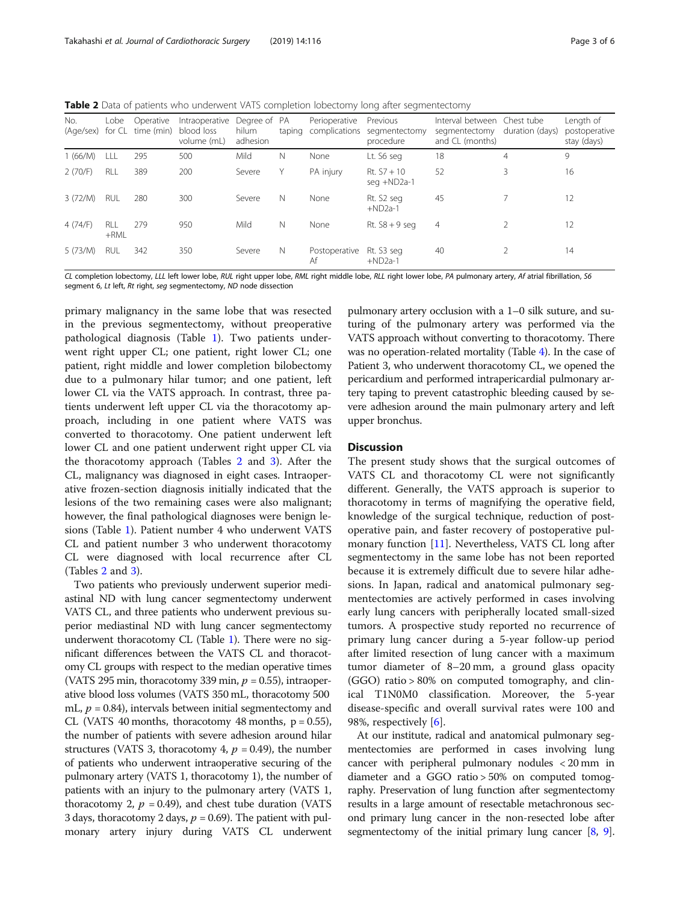**Table 2** Data of patients who underwent VATS completion lobectomy long after segmentectomy

| No. (Age/sex) | Lobe for CL | Operative time (min) | Intraoperative blood loss volume (mL) | Degree of hilum adhesion | PA taping | Perioperative complications | Previous segmentectomy procedure | Interval between segmentectomy and CL (months) | Chest tube duration (days) | Length of postoperative stay (days) |
|---|---|---|---|---|---|---|---|---|---|---|
| 1 (66/M) | LLL | 295 | 500 | Mild | N | None | Lt. S6 seg | 18 | 4 | 9 |
| 2 (70/F) | RLL | 389 | 200 | Severe | Y | PA injury | Rt. S7 + 10 seg +ND2a-1 | 52 | 3 | 16 |
| 3 (72/M) | RUL | 280 | 300 | Severe | N | None | Rt. S2 seg +ND2a-1 | 45 | 7 | 12 |
| 4 (74/F) | RLL +RML | 279 | 950 | Mild | N | None | Rt. S8 + 9 seg | 4 | 2 | 12 |
| 5 (73/M) | RUL | 342 | 350 | Severe | N | Postoperative Af | Rt. S3 seg +ND2a-1 | 40 | 2 | 14 |

*CL* completion lobectomy, *LLL* left lower lobe, *RUL* right upper lobe, *RML* right middle lobe, *RLL* right lower lobe, *PA* pulmonary artery, *Af* atrial fibrillation, *S6* segment 6, *Lt* left, *Rt* right, *seg* segmentectomy, *ND* node dissection

primary malignancy in the same lobe that was resected in the previous segmentectomy, without preoperative pathological diagnosis (Table 1). Two patients underwent right upper CL; one patient, right lower CL; one patient, right middle and lower completion bilobectomy due to a pulmonary hilar tumor; and one patient, left lower CL via the VATS approach. In contrast, three patients underwent left upper CL via the thoracotomy approach, including in one patient where VATS was converted to thoracotomy. One patient underwent left lower CL and one patient underwent right upper CL via the thoracotomy approach (Tables 2 and 3). After the CL, malignancy was diagnosed in eight cases. Intraoperative frozen-section diagnosis initially indicated that the lesions of the two remaining cases were also malignant; however, the final pathological diagnoses were benign lesions (Table 1). Patient number 4 who underwent VATS CL and patient number 3 who underwent thoracotomy CL were diagnosed with local recurrence after CL (Tables 2 and 3).

Two patients who previously underwent superior mediastinal ND with lung cancer segmentectomy underwent VATS CL, and three patients who underwent previous superior mediastinal ND with lung cancer segmentectomy underwent thoracotomy CL (Table 1). There were no significant differences between the VATS CL and thoracotomy CL groups with respect to the median operative times (VATS 295 min, thoracotomy 339 min, $p = 0.55$), intraoperative blood loss volumes (VATS 350 mL, thoracotomy 500 mL, $p = 0.84$), intervals between initial segmentectomy and CL (VATS 40 months, thoracotomy 48 months, $p = 0.55$), the number of patients with severe adhesion around hilar structures (VATS 3, thoracotomy 4, $p = 0.49$), the number of patients who underwent intraoperative securing of the pulmonary artery (VATS 1, thoracotomy 1), the number of patients with an injury to the pulmonary artery (VATS 1, thoracotomy 2, $p = 0.49$), and chest tube duration (VATS 3 days, thoracotomy 2 days, $p = 0.69$). The patient with pulmonary artery injury during VATS CL underwent pulmonary artery occlusion with a 1–0 silk suture, and suturing of the pulmonary artery was performed via the VATS approach without converting to thoracotomy. There was no operation-related mortality (Table 4). In the case of Patient 3, who underwent thoracotomy CL, we opened the pericardium and performed intrapericardial pulmonary artery taping to prevent catastrophic bleeding caused by severe adhesion around the main pulmonary artery and left upper bronchus.

## Discussion

The present study shows that the surgical outcomes of VATS CL and thoracotomy CL were not significantly different. Generally, the VATS approach is superior to thoracotomy in terms of magnifying the operative field, knowledge of the surgical technique, reduction of postoperative pain, and faster recovery of postoperative pulmonary function [11]. Nevertheless, VATS CL long after segmentectomy in the same lobe has not been reported because it is extremely difficult due to severe hilar adhesions. In Japan, radical and anatomical pulmonary segmentectomies are actively performed in cases involving early lung cancers with peripherally located small-sized tumors. A prospective study reported no recurrence of primary lung cancer during a 5-year follow-up period after limited resection of lung cancer with a maximum tumor diameter of 8–20 mm, a ground glass opacity (GGO) ratio > 80% on computed tomography, and clinical T1N0M0 classification. Moreover, the 5-year disease-specific and overall survival rates were 100 and 98%, respectively [6].

At our institute, radical and anatomical pulmonary segmentectomies are performed in cases involving lung cancer with peripheral pulmonary nodules < 20 mm in diameter and a GGO ratio > 50% on computed tomography. Preservation of lung function after segmentectomy results in a large amount of resectable metachronous second primary lung cancer in the non-resected lobe after segmentectomy of the initial primary lung cancer [8, 9].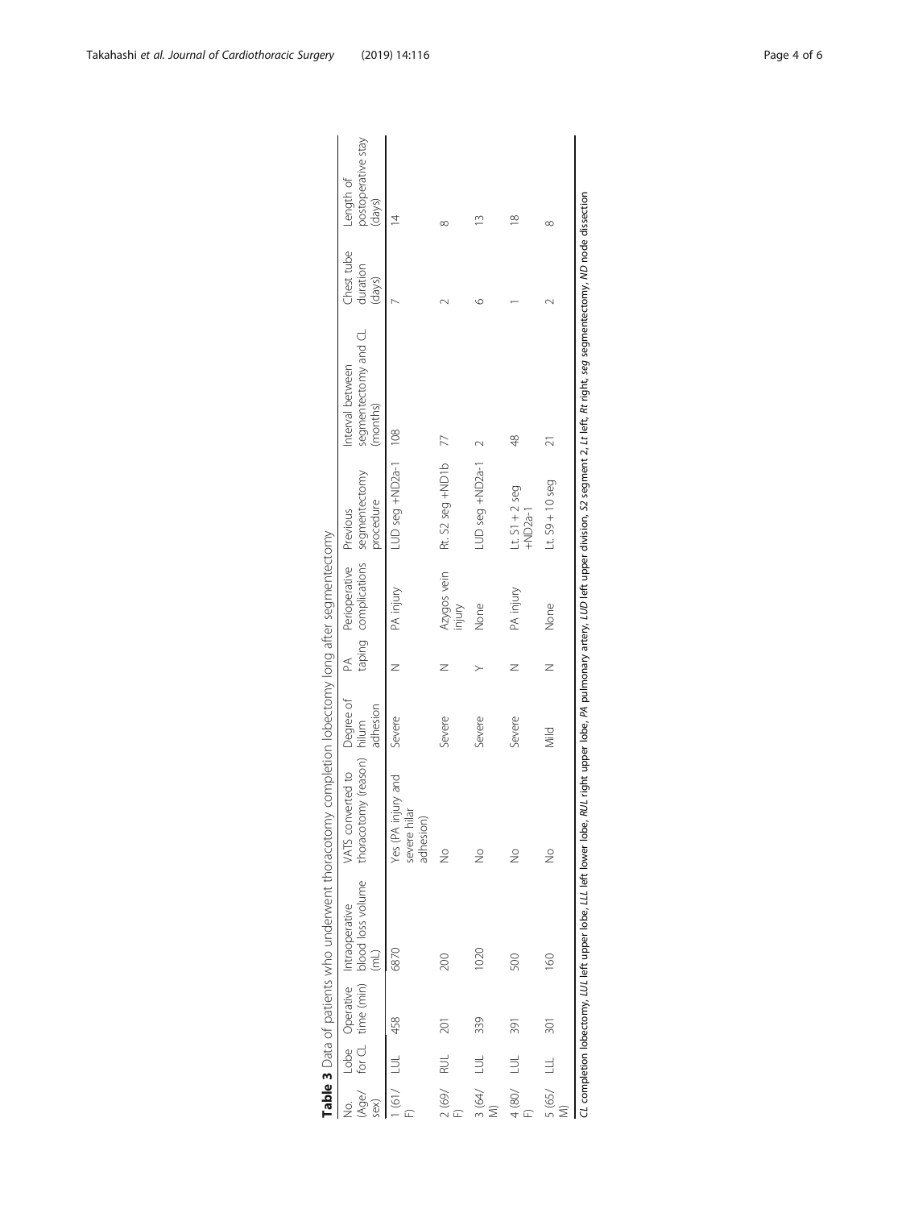**Table 3** Data of patients who underwent thoracotomy completion lobectomy long after segmentectomy

| No. (Age/sex) | Lobe for CL | Operative time (min) | Intraoperative blood loss volume (mL) | VATS converted to thoracotomy (reason) | Degree of hilum adhesion | PA taping | Perioperative complications | Previous segmentectomy procedure | Interval between segmentectomy and CL (months) | Chest tube duration (days) | Length of postoperative stay (days) |
|---|---|---|---|---|---|---|---|---|---|---|---|
| 1 (61/F) | LUL | 458 | 6870 | Yes (PA injury and severe hilar adhesion) | Severe | N | PA injury | LUD seg +ND2a-1 | 108 | 7 | 14 |
| 2 (69/F) | RUL | 201 | 200 | No | Severe | N | Azygos vein injury | Rt. S2 seg +ND1b | 77 | 2 | 8 |
| 3 (64/M) | LUL | 339 | 1020 | No | Severe | Y | None | LUD seg +ND2a-1 | 2 | 6 | 13 |
| 4 (80/F) | LUL | 391 | 500 | No | Severe | N | PA injury | Lt. S1 + 2 seg +ND2a-1 | 48 | 1 | 18 |
| 5 (65/M) | LLL | 301 | 160 | No | Mild | N | None | Lt. S9 + 10 seg | 21 | 2 | 8 |

*CL* completion lobectomy, *LUL* left upper lobe, *LLL* left lower lobe, *RUL* right upper lobe, *PA* pulmonary artery, *LUD* left upper division, *S2* segment 2, *Lt* left, *Rt* right, *seg* segmentectomy, *ND* node dissection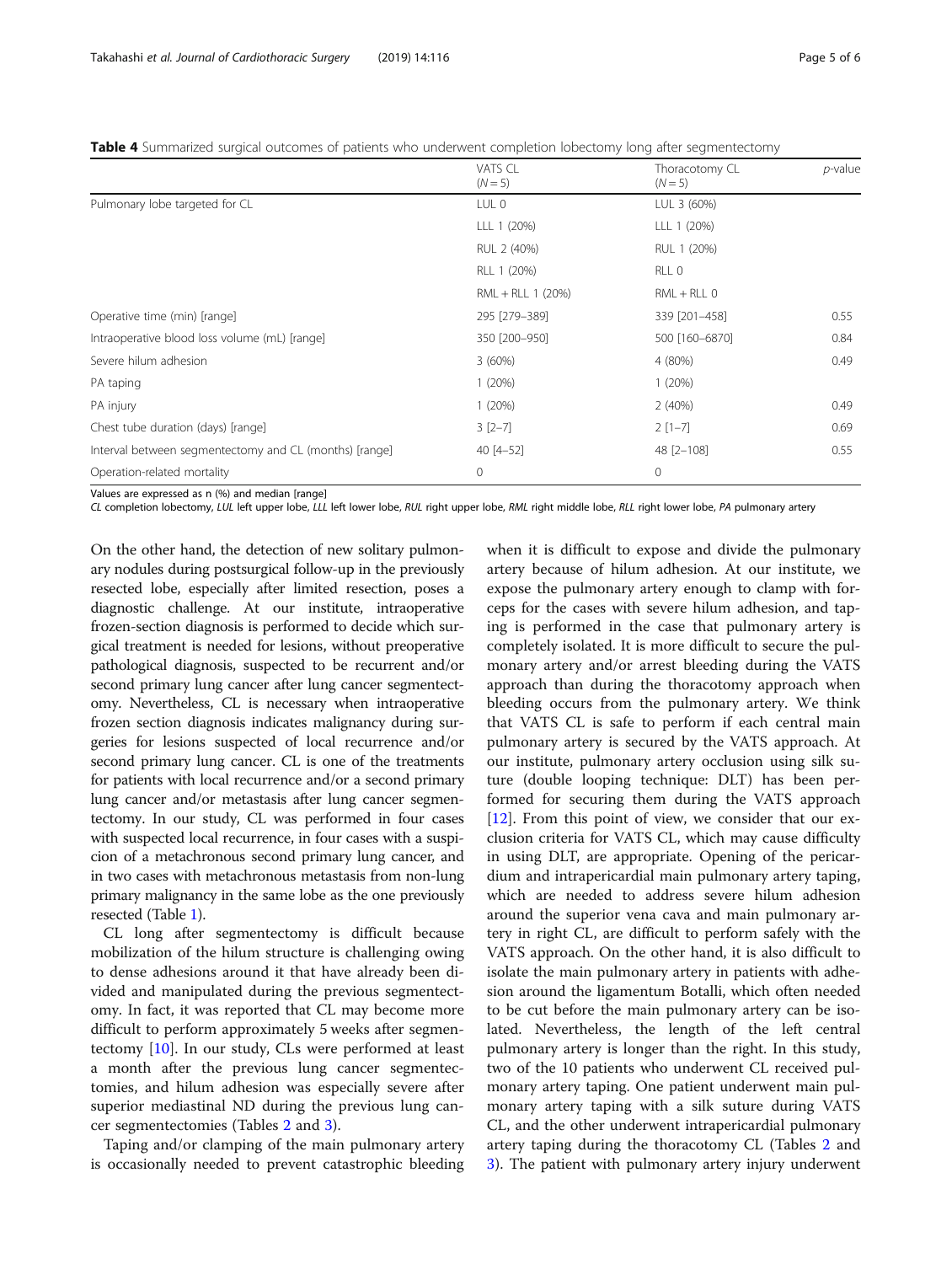**Table 4** Summarized surgical outcomes of patients who underwent completion lobectomy long after segmentectomy

| | VATS CL (N = 5) | Thoracotomy CL (N = 5) | p-value |
|---|---|---|---|
| Pulmonary lobe targeted for CL | LUL 0 | LUL 3 (60%) | |
| | LLL 1 (20%) | LLL 1 (20%) | |
| | RUL 2 (40%) | RUL 1 (20%) | |
| | RLL 1 (20%) | RLL 0 | |
| | RML + RLL 1 (20%) | RML + RLL 0 | |
| Operative time (min) [range] | 295 [279–389] | 339 [201–458] | 0.55 |
| Intraoperative blood loss volume (mL) [range] | 350 [200–950] | 500 [160–6870] | 0.84 |
| Severe hilum adhesion | 3 (60%) | 4 (80%) | 0.49 |
| PA taping | 1 (20%) | 1 (20%) | |
| PA injury | 1 (20%) | 2 (40%) | 0.49 |
| Chest tube duration (days) [range] | 3 [2–7] | 2 [1–7] | 0.69 |
| Interval between segmentectomy and CL (months) [range] | 40 [4–52] | 48 [2–108] | 0.55 |
| Operation-related mortality | 0 | 0 | |

Values are expressed as n (%) and median [range]

*CL* completion lobectomy, *LUL* left upper lobe, *LLL* left lower lobe, *RUL* right upper lobe, *RML* right middle lobe, *RLL* right lower lobe, *PA* pulmonary artery

On the other hand, the detection of new solitary pulmonary nodules during postsurgical follow-up in the previously resected lobe, especially after limited resection, poses a diagnostic challenge. At our institute, intraoperative frozen-section diagnosis is performed to decide which surgical treatment is needed for lesions, without preoperative pathological diagnosis, suspected to be recurrent and/or second primary lung cancer after lung cancer segmentectomy. Nevertheless, CL is necessary when intraoperative frozen section diagnosis indicates malignancy during surgeries for lesions suspected of local recurrence and/or second primary lung cancer. CL is one of the treatments for patients with local recurrence and/or a second primary lung cancer and/or metastasis after lung cancer segmentectomy. In our study, CL was performed in four cases with suspected local recurrence, in four cases with a suspicion of a metachronous second primary lung cancer, and in two cases with metachronous metastasis from non-lung primary malignancy in the same lobe as the one previously resected (Table 1).

CL long after segmentectomy is difficult because mobilization of the hilum structure is challenging owing to dense adhesions around it that have already been divided and manipulated during the previous segmentectomy. In fact, it was reported that CL may become more difficult to perform approximately 5 weeks after segmentectomy [10]. In our study, CLs were performed at least a month after the previous lung cancer segmentectomies, and hilum adhesion was especially severe after superior mediastinal ND during the previous lung cancer segmentectomies (Tables 2 and 3).

Taping and/or clamping of the main pulmonary artery is occasionally needed to prevent catastrophic bleeding when it is difficult to expose and divide the pulmonary artery because of hilum adhesion. At our institute, we expose the pulmonary artery enough to clamp with forceps for the cases with severe hilum adhesion, and taping is performed in the case that pulmonary artery is completely isolated. It is more difficult to secure the pulmonary artery and/or arrest bleeding during the VATS approach than during the thoracotomy approach when bleeding occurs from the pulmonary artery. We think that VATS CL is safe to perform if each central main pulmonary artery is secured by the VATS approach. At our institute, pulmonary artery occlusion using silk suture (double looping technique: DLT) has been performed for securing them during the VATS approach [12]. From this point of view, we consider that our exclusion criteria for VATS CL, which may cause difficulty in using DLT, are appropriate. Opening of the pericardium and intrapericardial main pulmonary artery taping, which are needed to address severe hilum adhesion around the superior vena cava and main pulmonary artery in right CL, are difficult to perform safely with the VATS approach. On the other hand, it is also difficult to isolate the main pulmonary artery in patients with adhesion around the ligamentum Botalli, which often needed to be cut before the main pulmonary artery can be isolated. Nevertheless, the length of the left central pulmonary artery is longer than the right. In this study, two of the 10 patients who underwent CL received pulmonary artery taping. One patient underwent main pulmonary artery taping with a silk suture during VATS CL, and the other underwent intrapericardial pulmonary artery taping during the thoracotomy CL (Tables 2 and 3). The patient with pulmonary artery injury underwent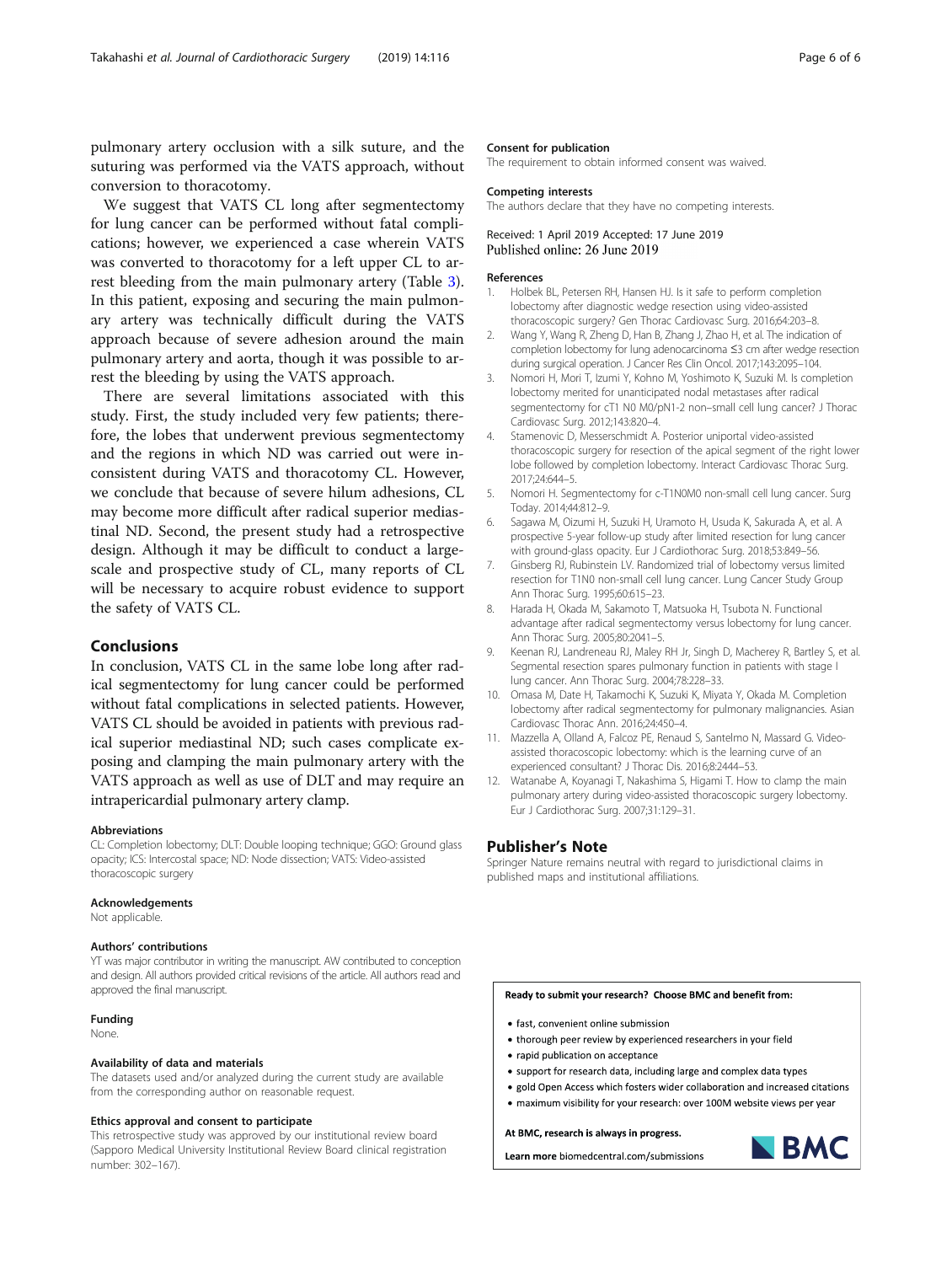pulmonary artery occlusion with a silk suture, and the suturing was performed via the VATS approach, without conversion to thoracotomy.

We suggest that VATS CL long after segmentectomy for lung cancer can be performed without fatal complications; however, we experienced a case wherein VATS was converted to thoracotomy for a left upper CL to arrest bleeding from the main pulmonary artery (Table 3). In this patient, exposing and securing the main pulmonary artery was technically difficult during the VATS approach because of severe adhesion around the main pulmonary artery and aorta, though it was possible to arrest the bleeding by using the VATS approach.

There are several limitations associated with this study. First, the study included very few patients; therefore, the lobes that underwent previous segmentectomy and the regions in which ND was carried out were inconsistent during VATS and thoracotomy CL. However, we conclude that because of severe hilum adhesions, CL may become more difficult after radical superior mediastinal ND. Second, the present study had a retrospective design. Although it may be difficult to conduct a large-scale and prospective study of CL, many reports of CL will be necessary to acquire robust evidence to support the safety of VATS CL.

## Conclusions

In conclusion, VATS CL in the same lobe long after radical segmentectomy for lung cancer could be performed without fatal complications in selected patients. However, VATS CL should be avoided in patients with previous radical superior mediastinal ND; such cases complicate exposing and clamping the main pulmonary artery with the VATS approach as well as use of DLT and may require an intrapericardial pulmonary artery clamp.

#### Abbreviations

CL: Completion lobectomy; DLT: Double looping technique; GGO: Ground glass opacity; ICS: Intercostal space; ND: Node dissection; VATS: Video-assisted thoracoscopic surgery

#### Acknowledgements

Not applicable.

#### Authors' contributions

YT was major contributor in writing the manuscript. AW contributed to conception and design. All authors provided critical revisions of the article. All authors read and approved the final manuscript.

#### Funding

None.

#### Availability of data and materials

The datasets used and/or analyzed during the current study are available from the corresponding author on reasonable request.

#### Ethics approval and consent to participate

This retrospective study was approved by our institutional review board (Sapporo Medical University Institutional Review Board clinical registration number: 302–167).

#### Consent for publication

The requirement to obtain informed consent was waived.

#### Competing interests

The authors declare that they have no competing interests.

Received: 1 April 2019 Accepted: 17 June 2019
Published online: 26 June 2019

#### References

1. Holbek BL, Petersen RH, Hansen HJ. Is it safe to perform completion lobectomy after diagnostic wedge resection using video-assisted thoracoscopic surgery? Gen Thorac Cardiovasc Surg. 2016;64:203–8.
2. Wang Y, Wang R, Zheng D, Han B, Zhang J, Zhao H, et al. The indication of completion lobectomy for lung adenocarcinoma ≤3 cm after wedge resection during surgical operation. J Cancer Res Clin Oncol. 2017;143:2095–104.
3. Nomori H, Mori T, Izumi Y, Kohno M, Yoshimoto K, Suzuki M. Is completion lobectomy merited for unanticipated nodal metastases after radical segmentectomy for cT1 N0 M0/pN1-2 non–small cell lung cancer? J Thorac Cardiovasc Surg. 2012;143:820–4.
4. Stamenovic D, Messerschmidt A. Posterior uniportal video-assisted thoracoscopic surgery for resection of the apical segment of the right lower lobe followed by completion lobectomy. Interact Cardiovasc Thorac Surg. 2017;24:644–5.
5. Nomori H. Segmentectomy for c-T1N0M0 non-small cell lung cancer. Surg Today. 2014;44:812–9.
6. Sagawa M, Oizumi H, Suzuki H, Uramoto H, Usuda K, Sakurada A, et al. A prospective 5-year follow-up study after limited resection for lung cancer with ground-glass opacity. Eur J Cardiothorac Surg. 2018;53:849–56.
7. Ginsberg RJ, Rubinstein LV. Randomized trial of lobectomy versus limited resection for T1N0 non-small cell lung cancer. Lung Cancer Study Group Ann Thorac Surg. 1995;60:615–23.
8. Harada H, Okada M, Sakamoto T, Matsuoka H, Tsubota N. Functional advantage after radical segmentectomy versus lobectomy for lung cancer. Ann Thorac Surg. 2005;80:2041–5.
9. Keenan RJ, Landreneau RJ, Maley RH Jr, Singh D, Macherey R, Bartley S, et al. Segmental resection spares pulmonary function in patients with stage I lung cancer. Ann Thorac Surg. 2004;78:228–33.
10. Omasa M, Date H, Takamochi K, Suzuki K, Miyata Y, Okada M. Completion lobectomy after radical segmentectomy for pulmonary malignancies. Asian Cardiovasc Thorac Ann. 2016;24:450–4.
11. Mazzella A, Olland A, Falcoz PE, Renaud S, Santelmo N, Massard G. Video-assisted thoracoscopic lobectomy: which is the learning curve of an experienced consultant? J Thorac Dis. 2016;8:2444–53.
12. Watanabe A, Koyanagi T, Nakashima S, Higami T. How to clamp the main pulmonary artery during video-assisted thoracoscopic surgery lobectomy. Eur J Cardiothorac Surg. 2007;31:129–31.

## Publisher's Note

Springer Nature remains neutral with regard to jurisdictional claims in published maps and institutional affiliations.